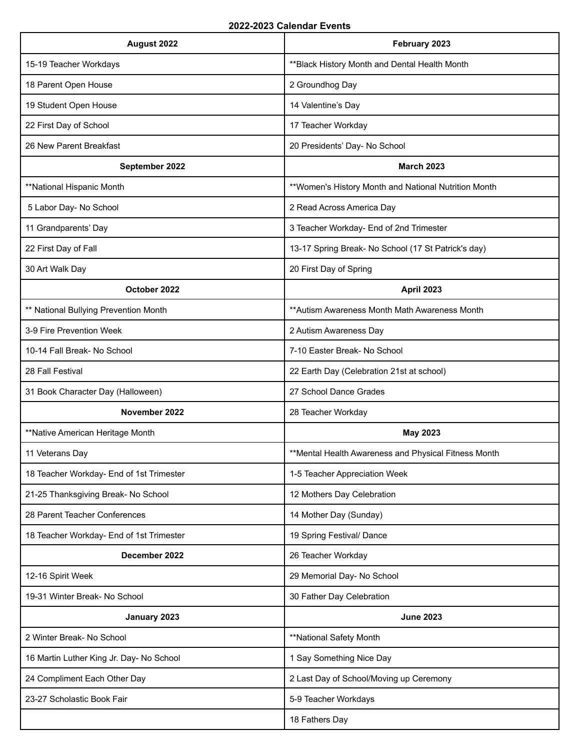**2022-2023 Calendar Events**

| August 2022 | February 2023 |
|---|---|
| 15-19 Teacher Workdays | **Black History Month and Dental Health Month |
| 18 Parent Open House | 2 Groundhog Day |
| 19 Student Open House | 14 Valentine's Day |
| 22 First Day of School | 17 Teacher Workday |
| 26 New Parent Breakfast | 20 Presidents' Day- No School |
| **September 2022** | **March 2023** |
| **National Hispanic Month | **Women's History Month and National Nutrition Month |
| 5 Labor Day- No School | 2 Read Across America Day |
| 11 Grandparents' Day | 3 Teacher Workday- End of 2nd Trimester |
| 22 First Day of Fall | 13-17 Spring Break- No School (17 St Patrick's day) |
| 30 Art Walk Day | 20 First Day of Spring |
| **October 2022** | **April 2023** |
| ** National Bullying Prevention Month | **Autism Awareness Month Math Awareness Month |
| 3-9 Fire Prevention Week | 2 Autism Awareness Day |
| 10-14 Fall Break- No School | 7-10 Easter Break- No School |
| 28 Fall Festival | 22 Earth Day (Celebration 21st at school) |
| 31 Book Character Day (Halloween) | 27 School Dance Grades |
| **November 2022** | 28 Teacher Workday |
| **Native American Heritage Month | **May 2023** |
| 11 Veterans Day | **Mental Health Awareness and Physical Fitness Month |
| 18 Teacher Workday- End of 1st Trimester | 1-5 Teacher Appreciation Week |
| 21-25 Thanksgiving Break- No School | 12 Mothers Day Celebration |
| 28 Parent Teacher Conferences | 14 Mother Day (Sunday) |
| 18 Teacher Workday- End of 1st Trimester | 19 Spring Festival/ Dance |
| **December 2022** | 26 Teacher Workday |
| 12-16 Spirit Week | 29 Memorial Day- No School |
| 19-31 Winter Break- No School | 30 Father Day Celebration |
| **January 2023** | **June 2023** |
| 2 Winter Break- No School | **National Safety Month |
| 16 Martin Luther King Jr. Day- No School | 1 Say Something Nice Day |
| 24 Compliment Each Other Day | 2 Last Day of School/Moving up Ceremony |
| 23-27 Scholastic Book Fair | 5-9 Teacher Workdays |
| | 18 Fathers Day |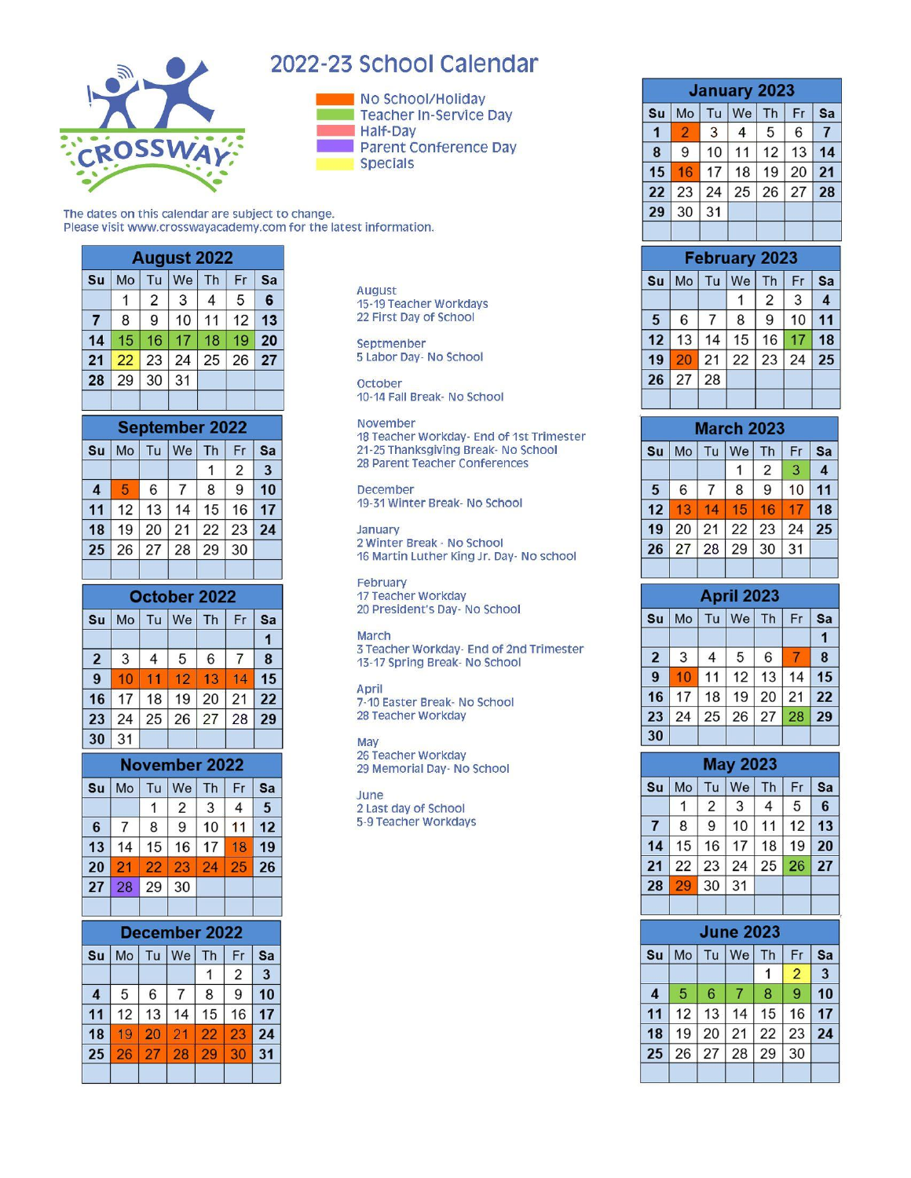# 2022-23 School Calendar

CROSSWAY

- No School/Holiday
- Teacher In-Service Day
- Half-Day
- Parent Conference Day
- Specials

The dates on this calendar are subject to change.
Please visit www.crosswayacademy.com for the latest information.

### August 2022

| Su | Mo | Tu | We | Th | Fr | Sa |
|---|---|---|---|---|---|---|
| | 1 | 2 | 3 | 4 | 5 | 6 |
| 7 | 8 | 9 | 10 | 11 | 12 | 13 |
| 14 | 15 | 16 | 17 | 18 | 19 | 20 |
| 21 | 22 | 23 | 24 | 25 | 26 | 27 |
| 28 | 29 | 30 | 31 | | | |

### September 2022

| Su | Mo | Tu | We | Th | Fr | Sa |
|---|---|---|---|---|---|---|
| | | | | 1 | 2 | 3 |
| 4 | 5 | 6 | 7 | 8 | 9 | 10 |
| 11 | 12 | 13 | 14 | 15 | 16 | 17 |
| 18 | 19 | 20 | 21 | 22 | 23 | 24 |
| 25 | 26 | 27 | 28 | 29 | 30 | |

### October 2022

| Su | Mo | Tu | We | Th | Fr | Sa |
|---|---|---|---|---|---|---|
| | | | | | | 1 |
| 2 | 3 | 4 | 5 | 6 | 7 | 8 |
| 9 | 10 | 11 | 12 | 13 | 14 | 15 |
| 16 | 17 | 18 | 19 | 20 | 21 | 22 |
| 23 | 24 | 25 | 26 | 27 | 28 | 29 |
| 30 | 31 | | | | | |

### November 2022

| Su | Mo | Tu | We | Th | Fr | Sa |
|---|---|---|---|---|---|---|
| | | 1 | 2 | 3 | 4 | 5 |
| 6 | 7 | 8 | 9 | 10 | 11 | 12 |
| 13 | 14 | 15 | 16 | 17 | 18 | 19 |
| 20 | 21 | 22 | 23 | 24 | 25 | 26 |
| 27 | 28 | 29 | 30 | | | |

### December 2022

| Su | Mo | Tu | We | Th | Fr | Sa |
|---|---|---|---|---|---|---|
| | | | | 1 | 2 | 3 |
| 4 | 5 | 6 | 7 | 8 | 9 | 10 |
| 11 | 12 | 13 | 14 | 15 | 16 | 17 |
| 18 | 19 | 20 | 21 | 22 | 23 | 24 |
| 25 | 26 | 27 | 28 | 29 | 30 | 31 |

August
15-19 Teacher Workdays
22 First Day of School

Septmenber
5 Labor Day- No School

October
10-14 Fall Break- No School

November
18 Teacher Workday- End of 1st Trimester
21-25 Thanksgiving Break- No School
28 Parent Teacher Conferences

December
19-31 Winter Break- No School

January
2 Winter Break - No School
16 Martin Luther King Jr. Day- No school

February
17 Teacher Workday
20 President's Day- No School

March
3 Teacher Workday- End of 2nd Trimester
13-17 Spring Break- No School

April
7-10 Easter Break- No School
28 Teacher Workday

May
26 Teacher Workday
29 Memorial Day- No School

June
2 Last day of School
5-9 Teacher Workdays

### January 2023

| Su | Mo | Tu | We | Th | Fr | Sa |
|---|---|---|---|---|---|---|
| 1 | 2 | 3 | 4 | 5 | 6 | 7 |
| 8 | 9 | 10 | 11 | 12 | 13 | 14 |
| 15 | 16 | 17 | 18 | 19 | 20 | 21 |
| 22 | 23 | 24 | 25 | 26 | 27 | 28 |
| 29 | 30 | 31 | | | | |

### February 2023

| Su | Mo | Tu | We | Th | Fr | Sa |
|---|---|---|---|---|---|---|
| | | | 1 | 2 | 3 | 4 |
| 5 | 6 | 7 | 8 | 9 | 10 | 11 |
| 12 | 13 | 14 | 15 | 16 | 17 | 18 |
| 19 | 20 | 21 | 22 | 23 | 24 | 25 |
| 26 | 27 | 28 | | | | |

### March 2023

| Su | Mo | Tu | We | Th | Fr | Sa |
|---|---|---|---|---|---|---|
| | | | 1 | 2 | 3 | 4 |
| 5 | 6 | 7 | 8 | 9 | 10 | 11 |
| 12 | 13 | 14 | 15 | 16 | 17 | 18 |
| 19 | 20 | 21 | 22 | 23 | 24 | 25 |
| 26 | 27 | 28 | 29 | 30 | 31 | |

### April 2023

| Su | Mo | Tu | We | Th | Fr | Sa |
|---|---|---|---|---|---|---|
| | | | | | | 1 |
| 2 | 3 | 4 | 5 | 6 | 7 | 8 |
| 9 | 10 | 11 | 12 | 13 | 14 | 15 |
| 16 | 17 | 18 | 19 | 20 | 21 | 22 |
| 23 | 24 | 25 | 26 | 27 | 28 | 29 |
| 30 | | | | | | |

### May 2023

| Su | Mo | Tu | We | Th | Fr | Sa |
|---|---|---|---|---|---|---|
| | 1 | 2 | 3 | 4 | 5 | 6 |
| 7 | 8 | 9 | 10 | 11 | 12 | 13 |
| 14 | 15 | 16 | 17 | 18 | 19 | 20 |
| 21 | 22 | 23 | 24 | 25 | 26 | 27 |
| 28 | 29 | 30 | 31 | | | |

### June 2023

| Su | Mo | Tu | We | Th | Fr | Sa |
|---|---|---|---|---|---|---|
| | | | | 1 | 2 | 3 |
| 4 | 5 | 6 | 7 | 8 | 9 | 10 |
| 11 | 12 | 13 | 14 | 15 | 16 | 17 |
| 18 | 19 | 20 | 21 | 22 | 23 | 24 |
| 25 | 26 | 27 | 28 | 29 | 30 | |